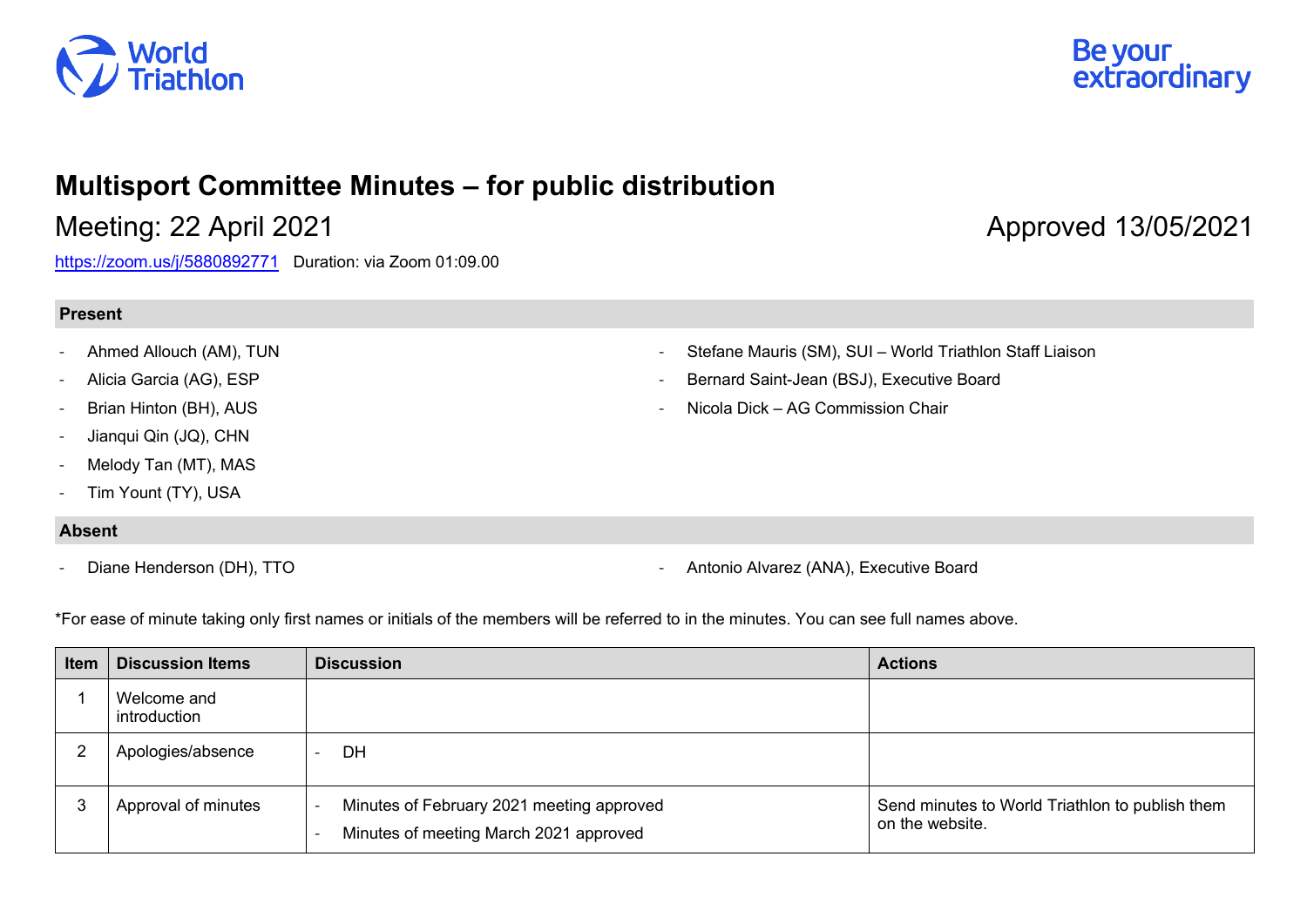# Multisport Committee Minutes – for public distribution

## Meeting: 22 April 2021

Approved 13/05/2021

https://zoom.us/j/5880892771 Duration: via Zoom 01:09.00

**Present**

- Ahmed Allouch (AM), TUN
- Alicia Garcia (AG), ESP
- Brian Hinton (BH), AUS
- Jianqui Qin (JQ), CHN
- Melody Tan (MT), MAS
- Tim Yount (TY), USA
- Stefane Mauris (SM), SUI – World Triathlon Staff Liaison
- Bernard Saint-Jean (BSJ), Executive Board
- Nicola Dick – AG Commission Chair

**Absent**

- Diane Henderson (DH), TTO
- Antonio Alvarez (ANA), Executive Board

*For ease of minute taking only first names or initials of the members will be referred to in the minutes. You can see full names above.

| Item | Discussion Items | Discussion | Actions |
|---|---|---|---|
| 1 | Welcome and introduction | | |
| 2 | Apologies/absence | - DH | |
| 3 | Approval of minutes | - Minutes of February 2021 meeting approved<br>- Minutes of meeting March 2021 approved | Send minutes to World Triathlon to publish them on the website. |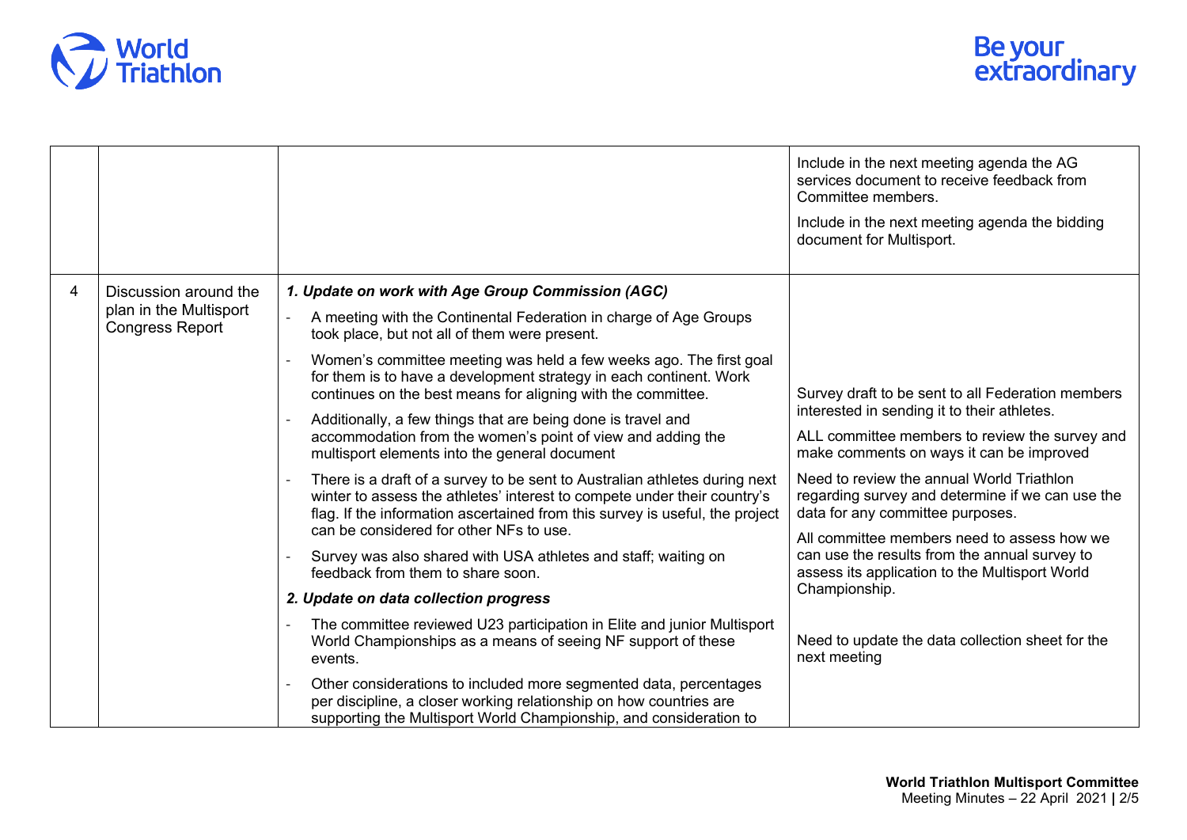| | | | |
|---|---|---|---|
| | | | Include in the next meeting agenda the AG services document to receive feedback from Committee members.<br><br>Include in the next meeting agenda the bidding document for Multisport. |
| 4 | Discussion around the plan in the Multisport Congress Report | ***1. Update on work with Age Group Commission (AGC)***<br>- A meeting with the Continental Federation in charge of Age Groups took place, but not all of them were present.<br>- Women's committee meeting was held a few weeks ago. The first goal for them is to have a development strategy in each continent. Work continues on the best means for aligning with the committee.<br>- Additionally, a few things that are being done is travel and accommodation from the women's point of view and adding the multisport elements into the general document<br>- There is a draft of a survey to be sent to Australian athletes during next winter to assess the athletes' interest to compete under their country's flag. If the information ascertained from this survey is useful, the project can be considered for other NFs to use.<br>- Survey was also shared with USA athletes and staff; waiting on feedback from them to share soon.<br><br>***2. Update on data collection progress***<br>- The committee reviewed U23 participation in Elite and junior Multisport World Championships as a means of seeing NF support of these events.<br>- Other considerations to included more segmented data, percentages per discipline, a closer working relationship on how countries are supporting the Multisport World Championship, and consideration to | Survey draft to be sent to all Federation members interested in sending it to their athletes.<br><br>ALL committee members to review the survey and make comments on ways it can be improved<br><br>Need to review the annual World Triathlon regarding survey and determine if we can use the data for any committee purposes.<br><br>All committee members need to assess how we can use the results from the annual survey to assess its application to the Multisport World Championship.<br><br>Need to update the data collection sheet for the next meeting |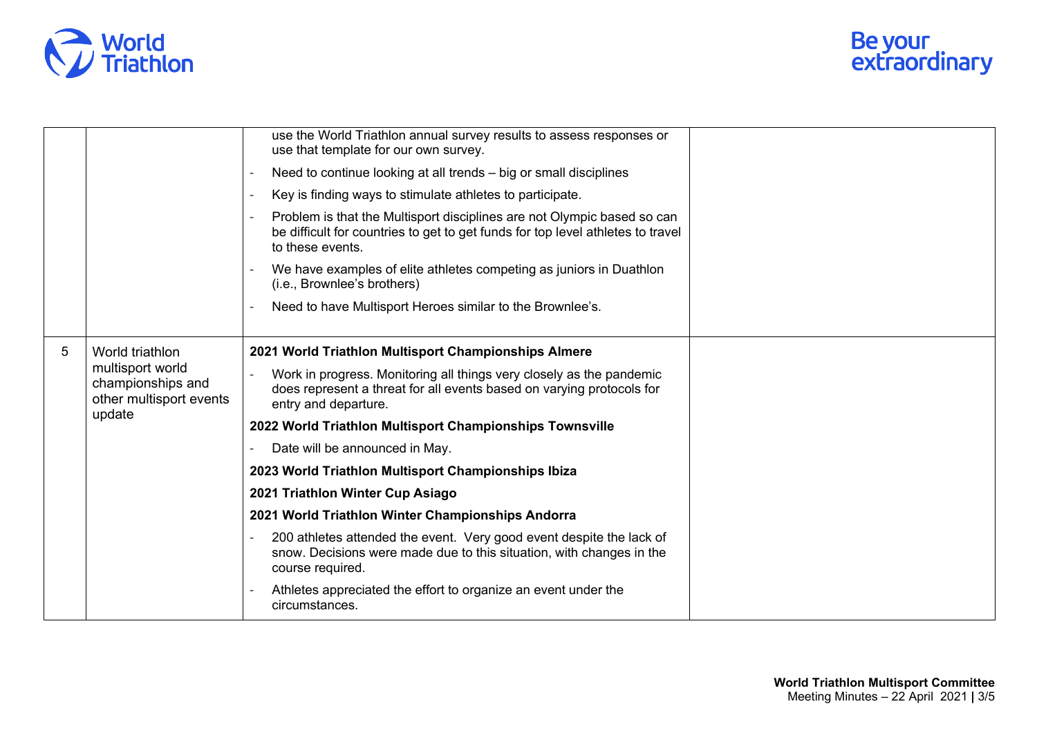| | | | |
|---|---|---|---|
| | | use the World Triathlon annual survey results to assess responses or use that template for our own survey.<br>- Need to continue looking at all trends – big or small disciplines<br>- Key is finding ways to stimulate athletes to participate.<br>- Problem is that the Multisport disciplines are not Olympic based so can be difficult for countries to get to get funds for top level athletes to travel to these events.<br>- We have examples of elite athletes competing as juniors in Duathlon (i.e., Brownlee's brothers)<br>- Need to have Multisport Heroes similar to the Brownlee's. | |
| 5 | World triathlon multisport world championships and other multisport events update | **2021 World Triathlon Multisport Championships Almere**<br>- Work in progress. Monitoring all things very closely as the pandemic does represent a threat for all events based on varying protocols for entry and departure.<br>**2022 World Triathlon Multisport Championships Townsville**<br>- Date will be announced in May.<br>**2023 World Triathlon Multisport Championships Ibiza**<br>**2021 Triathlon Winter Cup Asiago**<br>**2021 World Triathlon Winter Championships Andorra**<br>- 200 athletes attended the event. Very good event despite the lack of snow. Decisions were made due to this situation, with changes in the course required.<br>- Athletes appreciated the effort to organize an event under the circumstances. | |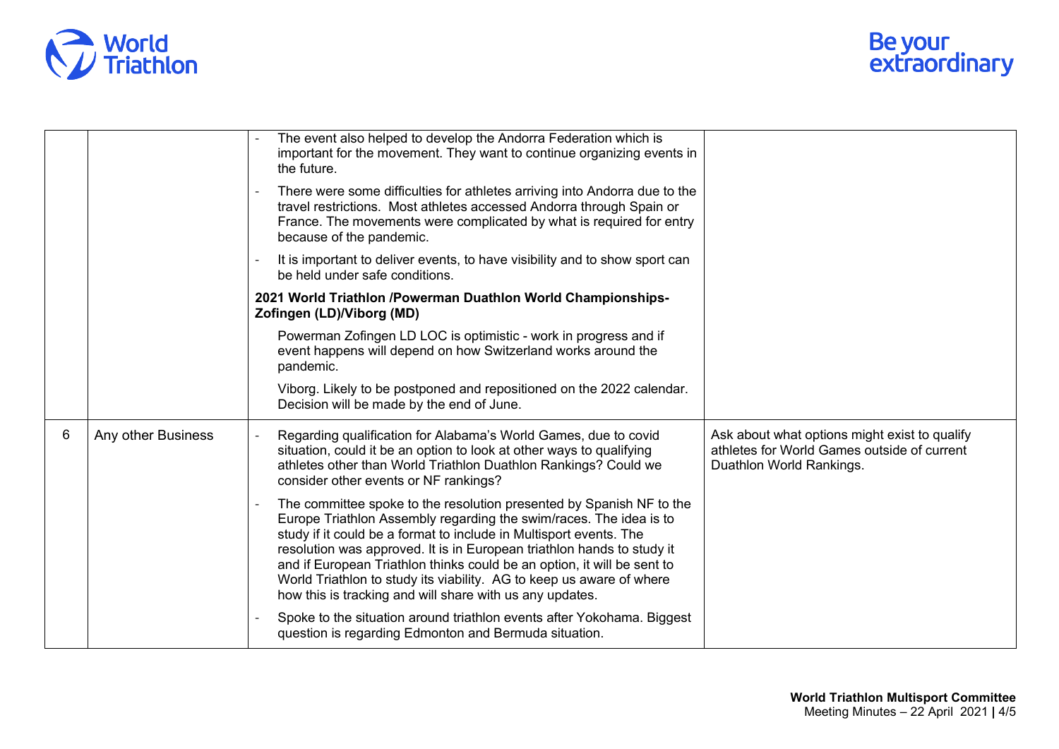| | | | |
|---|---|---|---|
| | | - The event also helped to develop the Andorra Federation which is important for the movement. They want to continue organizing events in the future.<br>- There were some difficulties for athletes arriving into Andorra due to the travel restrictions. Most athletes accessed Andorra through Spain or France. The movements were complicated by what is required for entry because of the pandemic.<br>- It is important to deliver events, to have visibility and to show sport can be held under safe conditions.<br>**2021 World Triathlon /Powerman Duathlon World Championships- Zofingen (LD)/Viborg (MD)**<br>Powerman Zofingen LD LOC is optimistic - work in progress and if event happens will depend on how Switzerland works around the pandemic.<br>Viborg. Likely to be postponed and repositioned on the 2022 calendar. Decision will be made by the end of June. | |
| 6 | Any other Business | - Regarding qualification for Alabama's World Games, due to covid situation, could it be an option to look at other ways to qualifying athletes other than World Triathlon Duathlon Rankings? Could we consider other events or NF rankings?<br>- The committee spoke to the resolution presented by Spanish NF to the Europe Triathlon Assembly regarding the swim/races. The idea is to study if it could be a format to include in Multisport events. The resolution was approved. It is in European triathlon hands to study it and if European Triathlon thinks could be an option, it will be sent to World Triathlon to study its viability. AG to keep us aware of where how this is tracking and will share with us any updates.<br>- Spoke to the situation around triathlon events after Yokohama. Biggest question is regarding Edmonton and Bermuda situation. | Ask about what options might exist to qualify athletes for World Games outside of current Duathlon World Rankings. |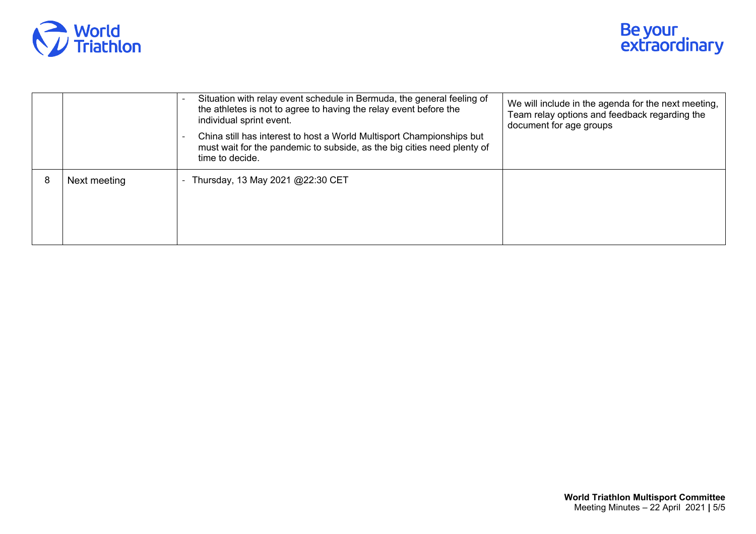| | | | |
|---|---|---|---|
| | | - Situation with relay event schedule in Bermuda, the general feeling of the athletes is not to agree to having the relay event before the individual sprint event.<br>- China still has interest to host a World Multisport Championships but must wait for the pandemic to subside, as the big cities need plenty of time to decide. | We will include in the agenda for the next meeting, Team relay options and feedback regarding the document for age groups |
| 8 | Next meeting | - Thursday, 13 May 2021 @22:30 CET | |